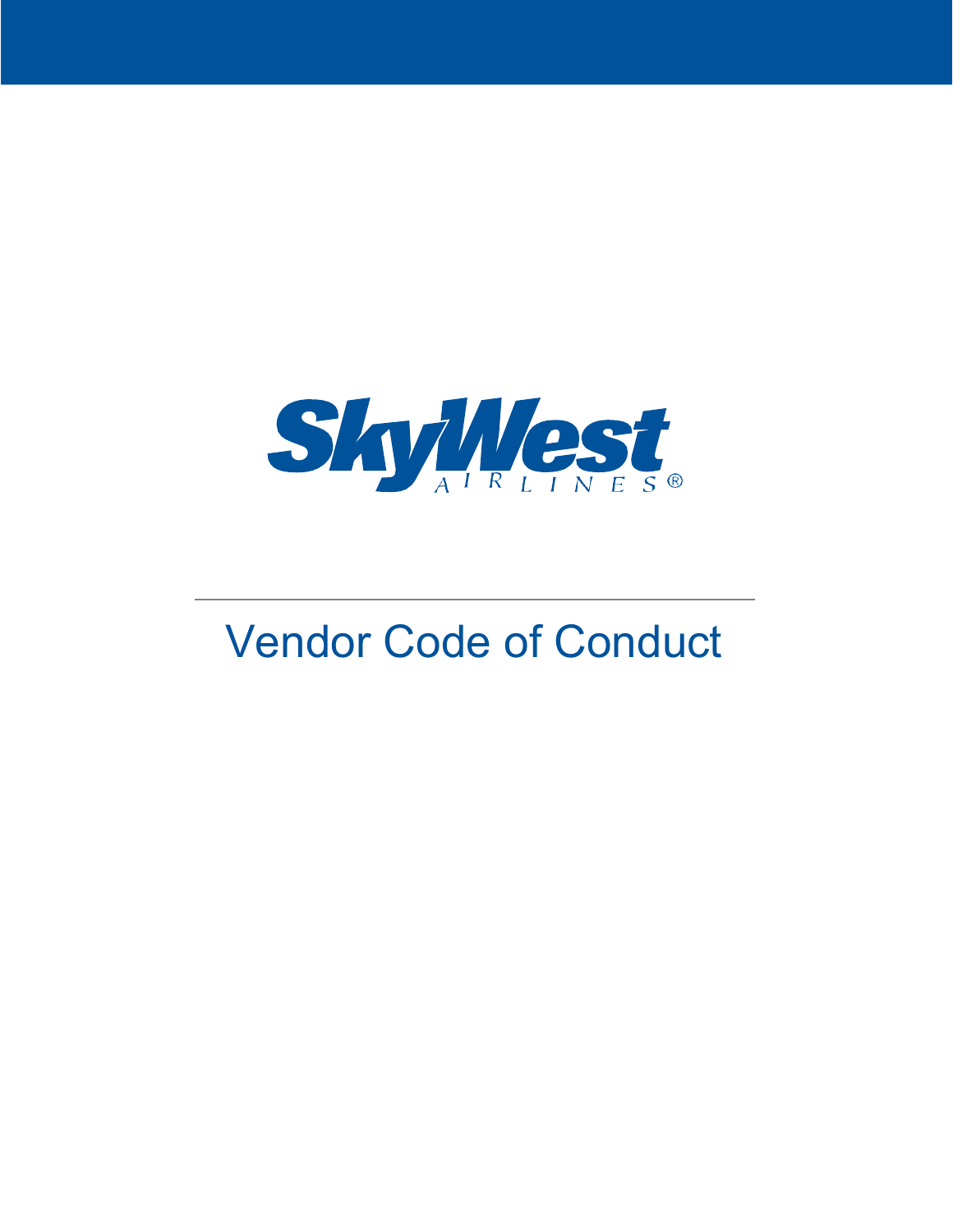SkyWest AIRLINES®

# Vendor Code of Conduct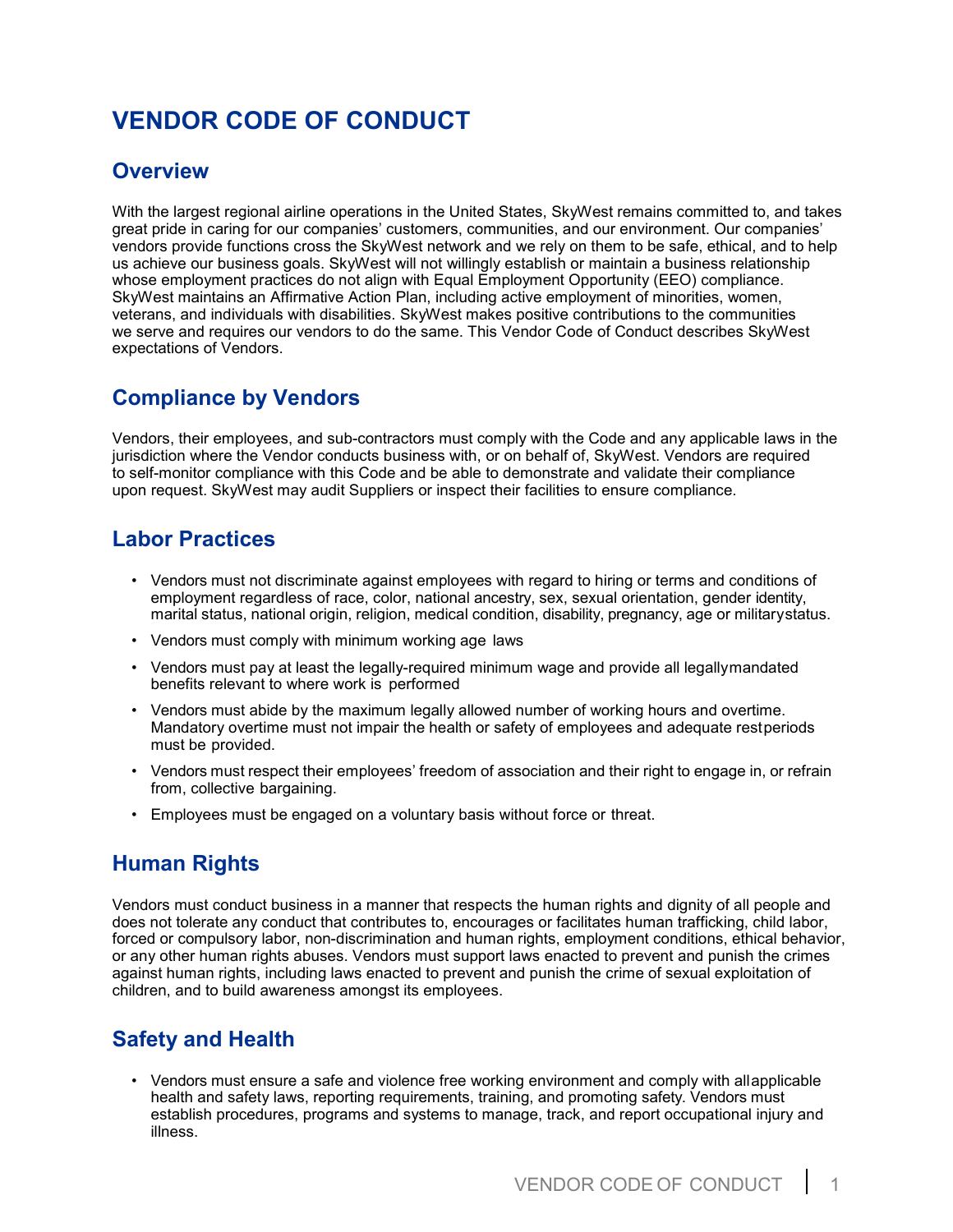# VENDOR CODE OF CONDUCT

## Overview

With the largest regional airline operations in the United States, SkyWest remains committed to, and takes great pride in caring for our companies' customers, communities, and our environment. Our companies' vendors provide functions cross the SkyWest network and we rely on them to be safe, ethical, and to help us achieve our business goals. SkyWest will not willingly establish or maintain a business relationship whose employment practices do not align with Equal Employment Opportunity (EEO) compliance. SkyWest maintains an Affirmative Action Plan, including active employment of minorities, women, veterans, and individuals with disabilities. SkyWest makes positive contributions to the communities we serve and requires our vendors to do the same. This Vendor Code of Conduct describes SkyWest expectations of Vendors.

## Compliance by Vendors

Vendors, their employees, and sub-contractors must comply with the Code and any applicable laws in the jurisdiction where the Vendor conducts business with, or on behalf of, SkyWest. Vendors are required to self-monitor compliance with this Code and be able to demonstrate and validate their compliance upon request. SkyWest may audit Suppliers or inspect their facilities to ensure compliance.

## Labor Practices

- Vendors must not discriminate against employees with regard to hiring or terms and conditions of employment regardless of race, color, national ancestry, sex, sexual orientation, gender identity, marital status, national origin, religion, medical condition, disability, pregnancy, age or military status.
- Vendors must comply with minimum working age laws
- Vendors must pay at least the legally-required minimum wage and provide all legally mandated benefits relevant to where work is performed
- Vendors must abide by the maximum legally allowed number of working hours and overtime. Mandatory overtime must not impair the health or safety of employees and adequate rest periods must be provided.
- Vendors must respect their employees' freedom of association and their right to engage in, or refrain from, collective bargaining.
- Employees must be engaged on a voluntary basis without force or threat.

## Human Rights

Vendors must conduct business in a manner that respects the human rights and dignity of all people and does not tolerate any conduct that contributes to, encourages or facilitates human trafficking, child labor, forced or compulsory labor, non-discrimination and human rights, employment conditions, ethical behavior, or any other human rights abuses. Vendors must support laws enacted to prevent and punish the crimes against human rights, including laws enacted to prevent and punish the crime of sexual exploitation of children, and to build awareness amongst its employees.

## Safety and Health

- Vendors must ensure a safe and violence free working environment and comply with all applicable health and safety laws, reporting requirements, training, and promoting safety. Vendors must establish procedures, programs and systems to manage, track, and report occupational injury and illness.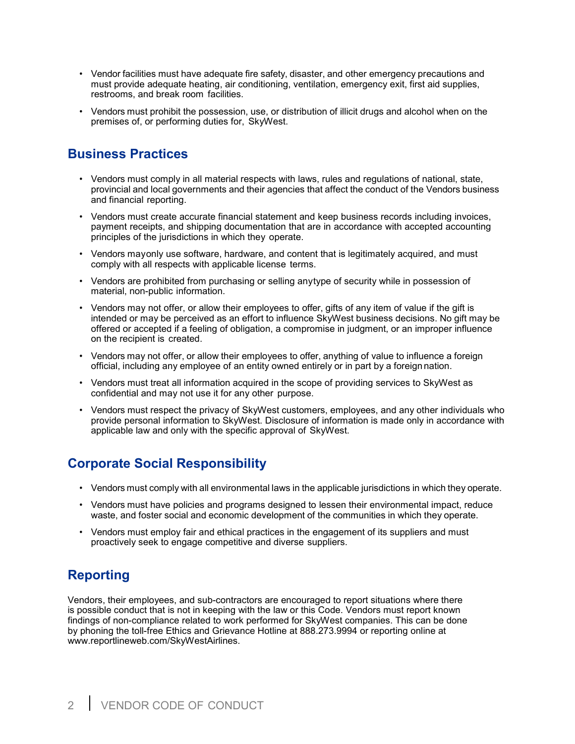- Vendor facilities must have adequate fire safety, disaster, and other emergency precautions and must provide adequate heating, air conditioning, ventilation, emergency exit, first aid supplies, restrooms, and break room facilities.
- Vendors must prohibit the possession, use, or distribution of illicit drugs and alcohol when on the premises of, or performing duties for, SkyWest.

## Business Practices

- Vendors must comply in all material respects with laws, rules and regulations of national, state, provincial and local governments and their agencies that affect the conduct of the Vendors business and financial reporting.
- Vendors must create accurate financial statement and keep business records including invoices, payment receipts, and shipping documentation that are in accordance with accepted accounting principles of the jurisdictions in which they operate.
- Vendors mayonly use software, hardware, and content that is legitimately acquired, and must comply with all respects with applicable license terms.
- Vendors are prohibited from purchasing or selling anytype of security while in possession of material, non-public information.
- Vendors may not offer, or allow their employees to offer, gifts of any item of value if the gift is intended or may be perceived as an effort to influence SkyWest business decisions. No gift may be offered or accepted if a feeling of obligation, a compromise in judgment, or an improper influence on the recipient is created.
- Vendors may not offer, or allow their employees to offer, anything of value to influence a foreign official, including any employee of an entity owned entirely or in part by a foreign nation.
- Vendors must treat all information acquired in the scope of providing services to SkyWest as confidential and may not use it for any other purpose.
- Vendors must respect the privacy of SkyWest customers, employees, and any other individuals who provide personal information to SkyWest. Disclosure of information is made only in accordance with applicable law and only with the specific approval of SkyWest.

## Corporate Social Responsibility

- Vendors must comply with all environmental laws in the applicable jurisdictions in which they operate.
- Vendors must have policies and programs designed to lessen their environmental impact, reduce waste, and foster social and economic development of the communities in which they operate.
- Vendors must employ fair and ethical practices in the engagement of its suppliers and must proactively seek to engage competitive and diverse suppliers.

## Reporting

Vendors, their employees, and sub-contractors are encouraged to report situations where there is possible conduct that is not in keeping with the law or this Code. Vendors must report known findings of non-compliance related to work performed for SkyWest companies. This can be done by phoning the toll-free Ethics and Grievance Hotline at 888.273.9994 or reporting online at www.reportlineweb.com/SkyWestAirlines.